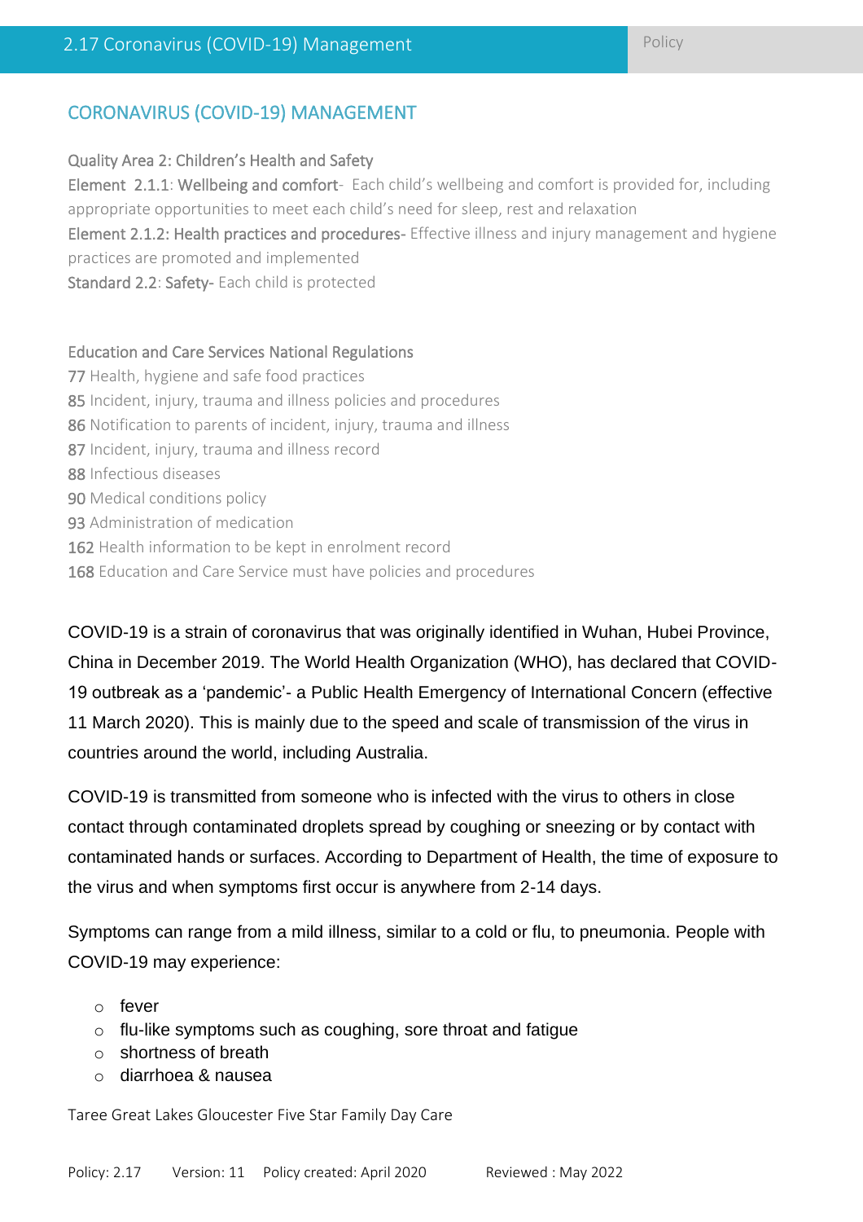# CORONAVIRUS (COVID-19) MANAGEMENT

Quality Area 2: Children's Health and Safety
Element 2.1.1: Wellbeing and comfort- Each child's wellbeing and comfort is provided for, including appropriate opportunities to meet each child's need for sleep, rest and relaxation
Element 2.1.2: Health practices and procedures- Effective illness and injury management and hygiene practices are promoted and implemented
Standard 2.2: Safety- Each child is protected

Education and Care Services National Regulations
77 Health, hygiene and safe food practices
85 Incident, injury, trauma and illness policies and procedures
86 Notification to parents of incident, injury, trauma and illness
87 Incident, injury, trauma and illness record
88 Infectious diseases
90 Medical conditions policy
93 Administration of medication
162 Health information to be kept in enrolment record
168 Education and Care Service must have policies and procedures

COVID-19 is a strain of coronavirus that was originally identified in Wuhan, Hubei Province, China in December 2019. The World Health Organization (WHO), has declared that COVID-19 outbreak as a 'pandemic'- a Public Health Emergency of International Concern (effective 11 March 2020). This is mainly due to the speed and scale of transmission of the virus in countries around the world, including Australia.

COVID-19 is transmitted from someone who is infected with the virus to others in close contact through contaminated droplets spread by coughing or sneezing or by contact with contaminated hands or surfaces. According to Department of Health, the time of exposure to the virus and when symptoms first occur is anywhere from 2-14 days.

Symptoms can range from a mild illness, similar to a cold or flu, to pneumonia. People with COVID-19 may experience:

- fever
- flu-like symptoms such as coughing, sore throat and fatigue
- shortness of breath
- diarrhoea & nausea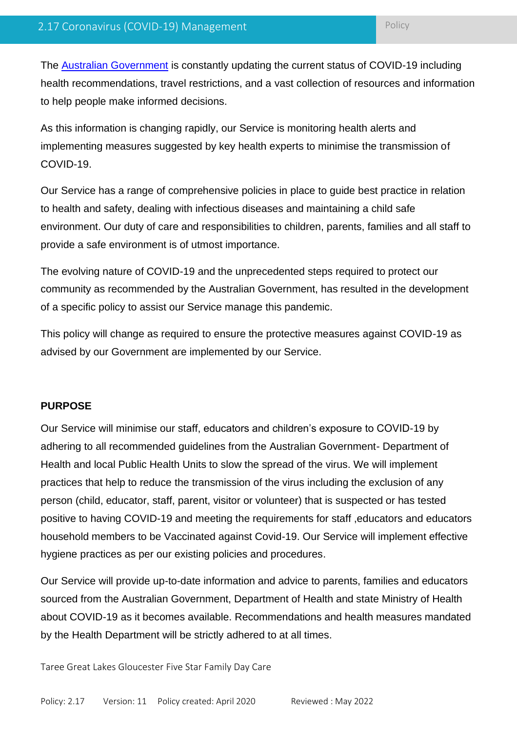The [Australian Government](#) is constantly updating the current status of COVID-19 including health recommendations, travel restrictions, and a vast collection of resources and information to help people make informed decisions.

As this information is changing rapidly, our Service is monitoring health alerts and implementing measures suggested by key health experts to minimise the transmission of COVID-19.

Our Service has a range of comprehensive policies in place to guide best practice in relation to health and safety, dealing with infectious diseases and maintaining a child safe environment. Our duty of care and responsibilities to children, parents, families and all staff to provide a safe environment is of utmost importance.

The evolving nature of COVID-19 and the unprecedented steps required to protect our community as recommended by the Australian Government, has resulted in the development of a specific policy to assist our Service manage this pandemic.

This policy will change as required to ensure the protective measures against COVID-19 as advised by our Government are implemented by our Service.

**PURPOSE**

Our Service will minimise our staff, educators and children's exposure to COVID-19 by adhering to all recommended guidelines from the Australian Government- Department of Health and local Public Health Units to slow the spread of the virus. We will implement practices that help to reduce the transmission of the virus including the exclusion of any person (child, educator, staff, parent, visitor or volunteer) that is suspected or has tested positive to having COVID-19 and meeting the requirements for staff ,educators and educators household members to be Vaccinated against Covid-19. Our Service will implement effective hygiene practices as per our existing policies and procedures.

Our Service will provide up-to-date information and advice to parents, families and educators sourced from the Australian Government, Department of Health and state Ministry of Health about COVID-19 as it becomes available. Recommendations and health measures mandated by the Health Department will be strictly adhered to at all times.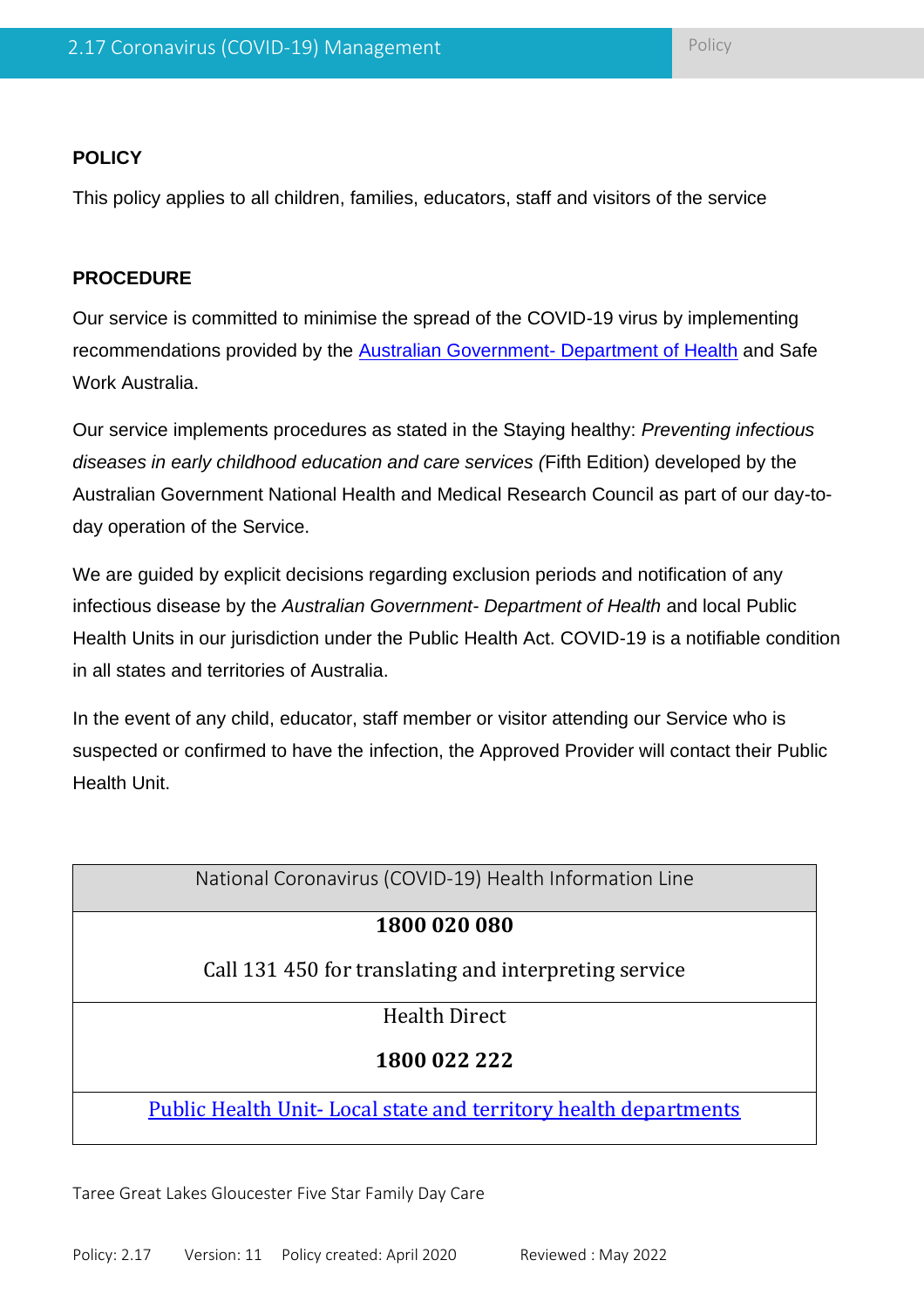**POLICY**

This policy applies to all children, families, educators, staff and visitors of the service

**PROCEDURE**

Our service is committed to minimise the spread of the COVID-19 virus by implementing recommendations provided by the [Australian Government- Department of Health]() and Safe Work Australia.

Our service implements procedures as stated in the Staying healthy: *Preventing infectious diseases in early childhood education and care services (*Fifth Edition) developed by the Australian Government National Health and Medical Research Council as part of our day-to-day operation of the Service.

We are guided by explicit decisions regarding exclusion periods and notification of any infectious disease by the *Australian Government- Department of Health* and local Public Health Units in our jurisdiction under the Public Health Act. COVID-19 is a notifiable condition in all states and territories of Australia.

In the event of any child, educator, staff member or visitor attending our Service who is suspected or confirmed to have the infection, the Approved Provider will contact their Public Health Unit.

| National Coronavirus (COVID-19) Health Information Line |
|---|
| **1800 020 080**<br>Call 131 450 for translating and interpreting service |
| Health Direct<br>**1800 022 222** |
| [Public Health Unit- Local state and territory health departments]() |

Taree Great Lakes Gloucester Five Star Family Day Care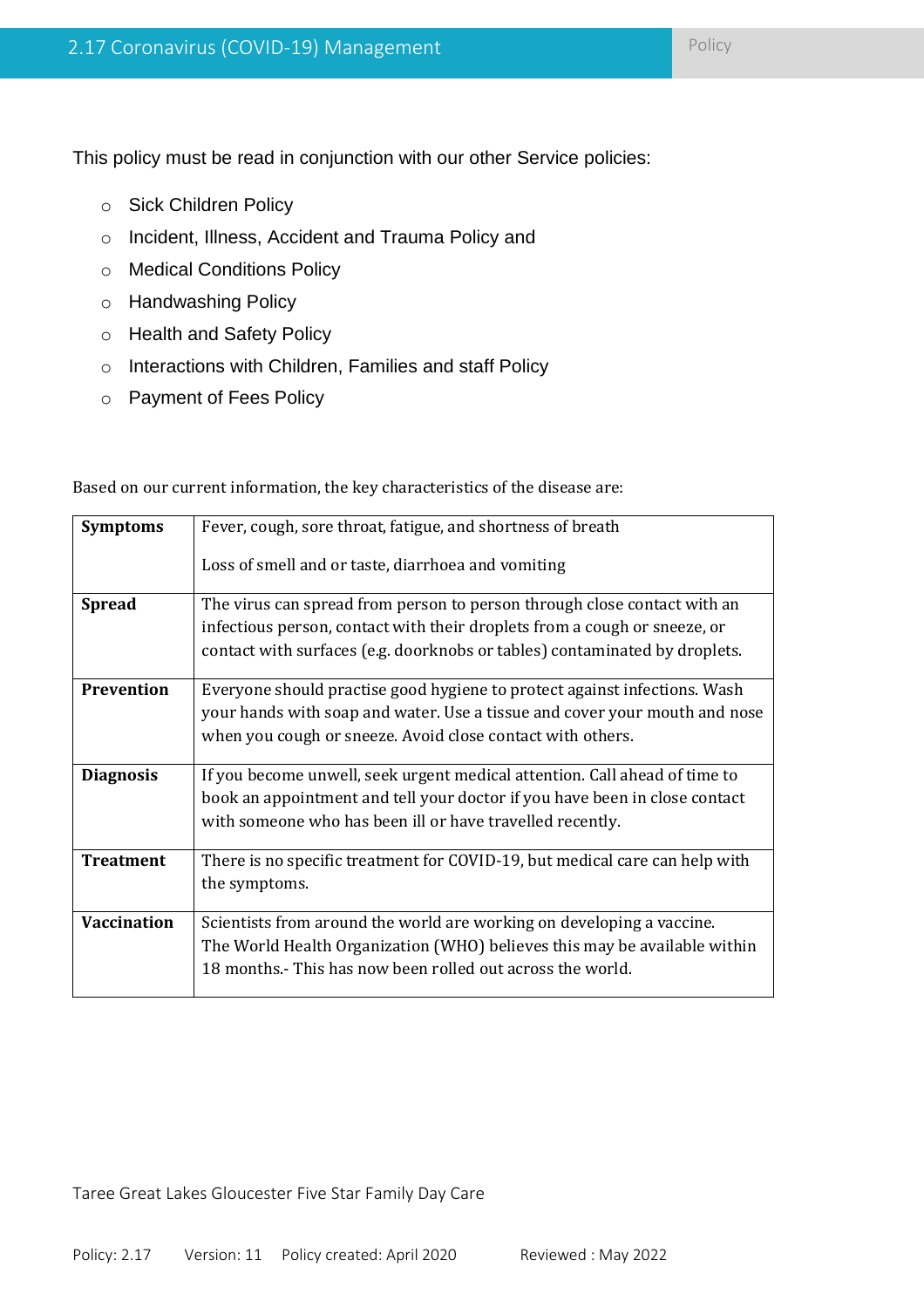This policy must be read in conjunction with our other Service policies:

- Sick Children Policy
- Incident, Illness, Accident and Trauma Policy and
- Medical Conditions Policy
- Handwashing Policy
- Health and Safety Policy
- Interactions with Children, Families and staff Policy
- Payment of Fees Policy

Based on our current information, the key characteristics of the disease are:

| | |
|---|---|
| **Symptoms** | Fever, cough, sore throat, fatigue, and shortness of breath<br><br>Loss of smell and or taste, diarrhoea and vomiting |
| **Spread** | The virus can spread from person to person through close contact with an infectious person, contact with their droplets from a cough or sneeze, or contact with surfaces (e.g. doorknobs or tables) contaminated by droplets. |
| **Prevention** | Everyone should practise good hygiene to protect against infections. Wash your hands with soap and water. Use a tissue and cover your mouth and nose when you cough or sneeze. Avoid close contact with others. |
| **Diagnosis** | If you become unwell, seek urgent medical attention. Call ahead of time to book an appointment and tell your doctor if you have been in close contact with someone who has been ill or have travelled recently. |
| **Treatment** | There is no specific treatment for COVID-19, but medical care can help with the symptoms. |
| **Vaccination** | Scientists from around the world are working on developing a vaccine. The World Health Organization (WHO) believes this may be available within 18 months.- This has now been rolled out across the world. |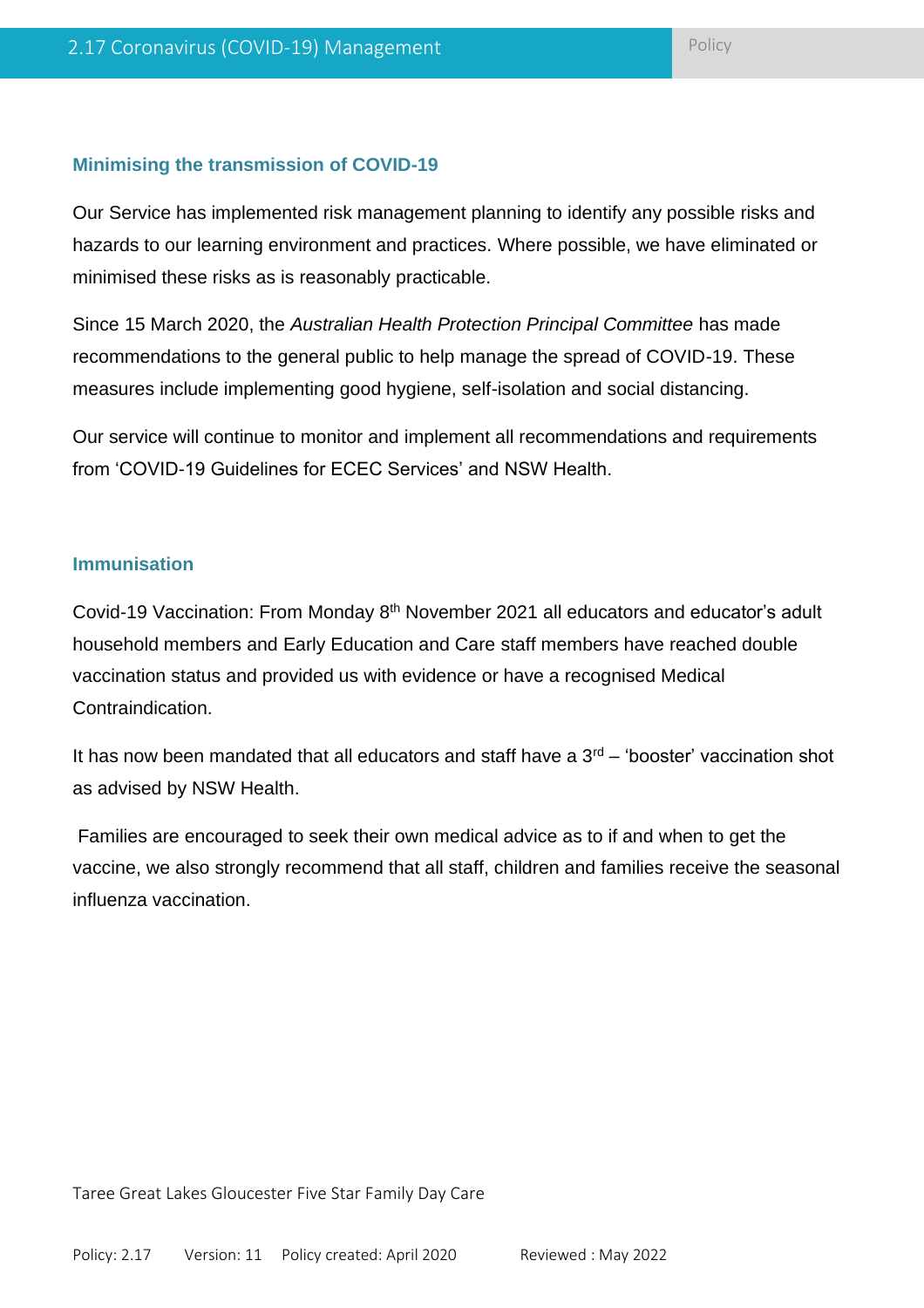## Minimising the transmission of COVID-19

Our Service has implemented risk management planning to identify any possible risks and hazards to our learning environment and practices. Where possible, we have eliminated or minimised these risks as is reasonably practicable.

Since 15 March 2020, the *Australian Health Protection Principal Committee* has made recommendations to the general public to help manage the spread of COVID-19. These measures include implementing good hygiene, self-isolation and social distancing.

Our service will continue to monitor and implement all recommendations and requirements from 'COVID-19 Guidelines for ECEC Services' and NSW Health.

## Immunisation

Covid-19 Vaccination: From Monday 8th November 2021 all educators and educator's adult household members and Early Education and Care staff members have reached double vaccination status and provided us with evidence or have a recognised Medical Contraindication.

It has now been mandated that all educators and staff have a 3rd – 'booster' vaccination shot as advised by NSW Health.

Families are encouraged to seek their own medical advice as to if and when to get the vaccine, we also strongly recommend that all staff, children and families receive the seasonal influenza vaccination.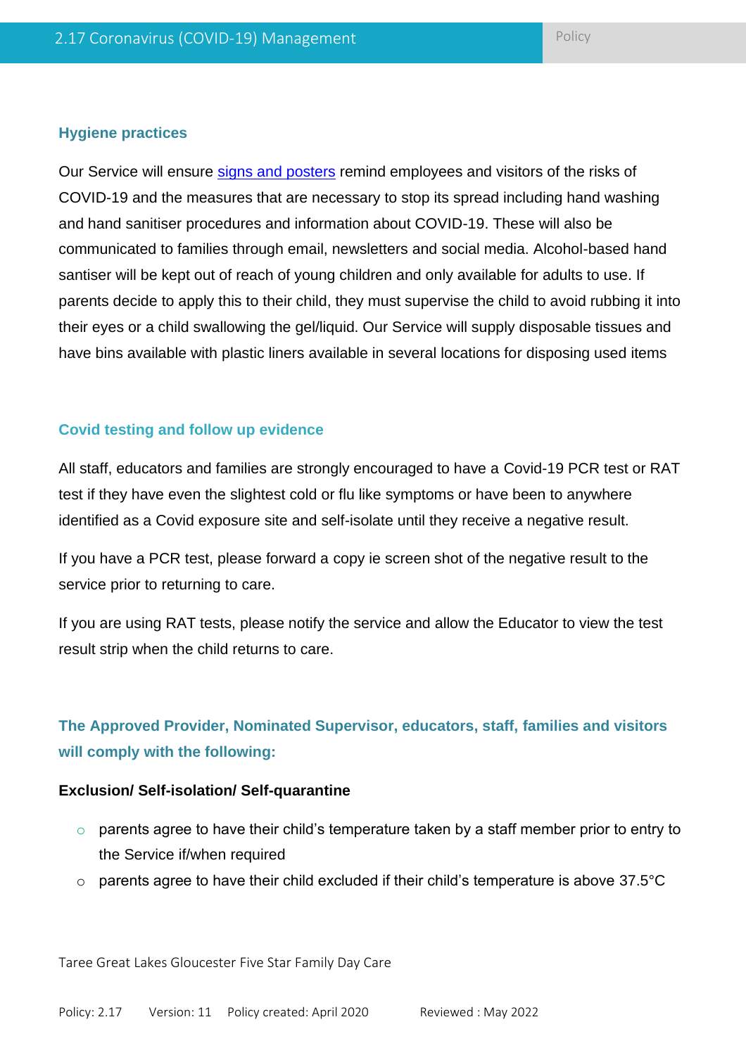### Hygiene practices

Our Service will ensure [signs and posters](signs and posters) remind employees and visitors of the risks of COVID-19 and the measures that are necessary to stop its spread including hand washing and hand sanitiser procedures and information about COVID-19. These will also be communicated to families through email, newsletters and social media. Alcohol-based hand santiser will be kept out of reach of young children and only available for adults to use. If parents decide to apply this to their child, they must supervise the child to avoid rubbing it into their eyes or a child swallowing the gel/liquid. Our Service will supply disposable tissues and have bins available with plastic liners available in several locations for disposing used items

### Covid testing and follow up evidence

All staff, educators and families are strongly encouraged to have a Covid-19 PCR test or RAT test if they have even the slightest cold or flu like symptoms or have been to anywhere identified as a Covid exposure site and self-isolate until they receive a negative result.

If you have a PCR test, please forward a copy ie screen shot of the negative result to the service prior to returning to care.

If you are using RAT tests, please notify the service and allow the Educator to view the test result strip when the child returns to care.

### The Approved Provider, Nominated Supervisor, educators, staff, families and visitors will comply with the following:

**Exclusion/ Self-isolation/ Self-quarantine**

- parents agree to have their child's temperature taken by a staff member prior to entry to the Service if/when required
- parents agree to have their child excluded if their child's temperature is above 37.5°C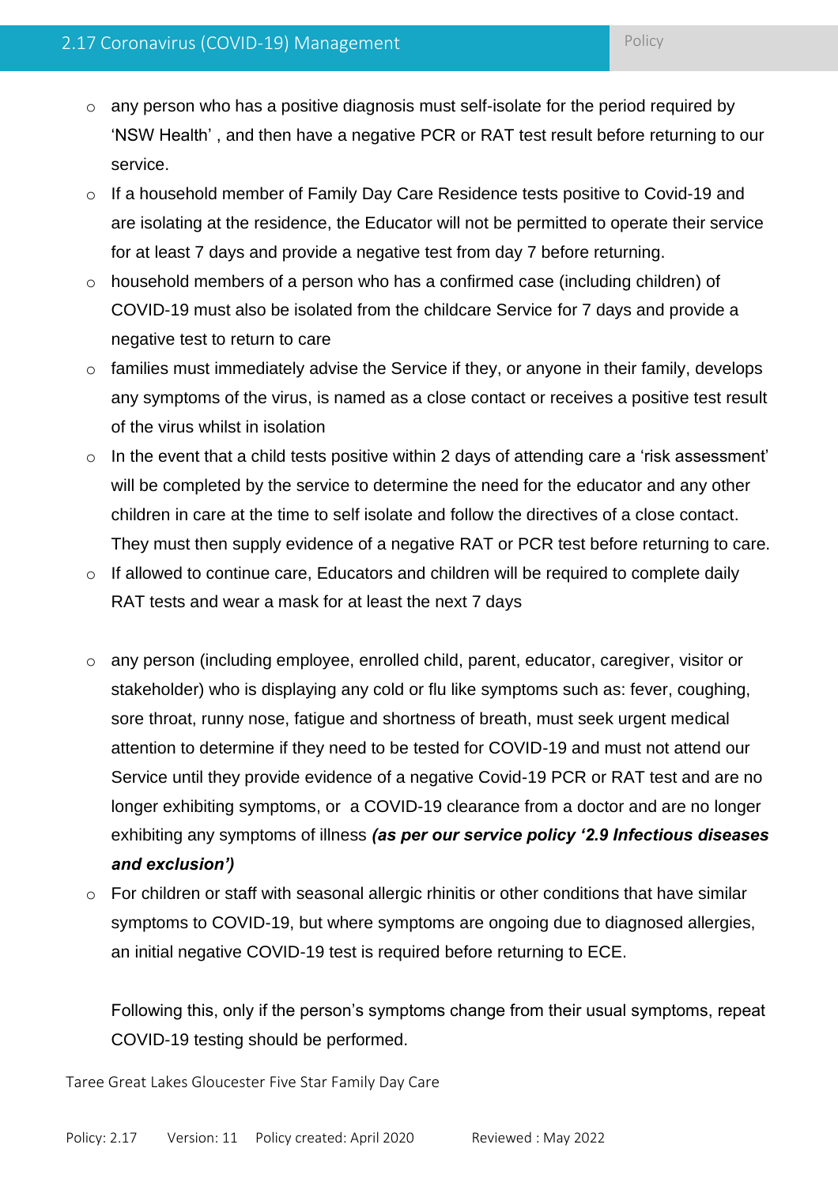- any person who has a positive diagnosis must self-isolate for the period required by 'NSW Health' , and then have a negative PCR or RAT test result before returning to our service.
- If a household member of Family Day Care Residence tests positive to Covid-19 and are isolating at the residence, the Educator will not be permitted to operate their service for at least 7 days and provide a negative test from day 7 before returning.
- household members of a person who has a confirmed case (including children) of COVID-19 must also be isolated from the childcare Service for 7 days and provide a negative test to return to care
- families must immediately advise the Service if they, or anyone in their family, develops any symptoms of the virus, is named as a close contact or receives a positive test result of the virus whilst in isolation
- In the event that a child tests positive within 2 days of attending care a 'risk assessment' will be completed by the service to determine the need for the educator and any other children in care at the time to self isolate and follow the directives of a close contact. They must then supply evidence of a negative RAT or PCR test before returning to care.
- If allowed to continue care, Educators and children will be required to complete daily RAT tests and wear a mask for at least the next 7 days

- any person (including employee, enrolled child, parent, educator, caregiver, visitor or stakeholder) who is displaying any cold or flu like symptoms such as: fever, coughing, sore throat, runny nose, fatigue and shortness of breath, must seek urgent medical attention to determine if they need to be tested for COVID-19 and must not attend our Service until they provide evidence of a negative Covid-19 PCR or RAT test and are no longer exhibiting symptoms, or a COVID-19 clearance from a doctor and are no longer exhibiting any symptoms of illness ***(as per our service policy '2.9 Infectious diseases and exclusion')***
- For children or staff with seasonal allergic rhinitis or other conditions that have similar symptoms to COVID-19, but where symptoms are ongoing due to diagnosed allergies, an initial negative COVID-19 test is required before returning to ECE.

  Following this, only if the person's symptoms change from their usual symptoms, repeat COVID-19 testing should be performed.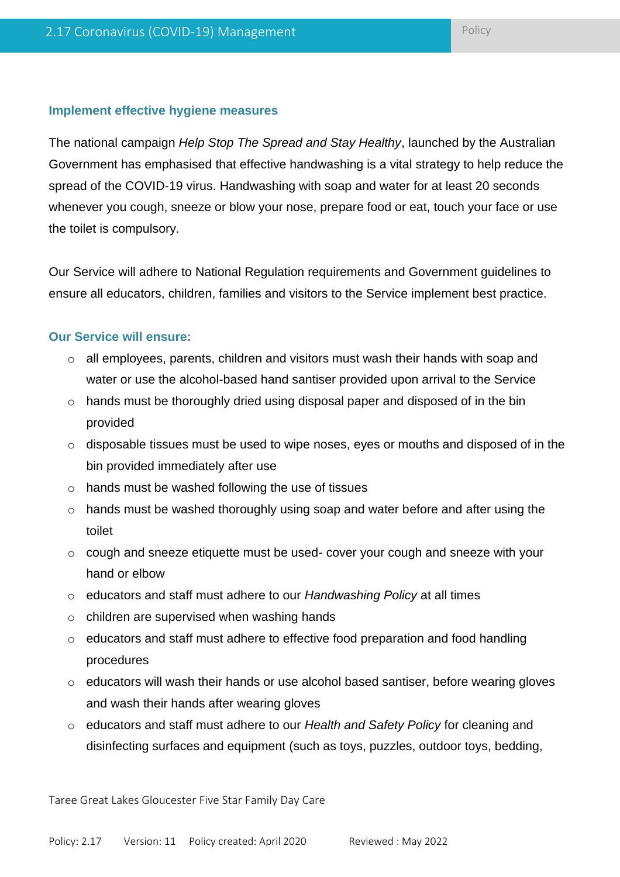### Implement effective hygiene measures

The national campaign *Help Stop The Spread and Stay Healthy*, launched by the Australian Government has emphasised that effective handwashing is a vital strategy to help reduce the spread of the COVID-19 virus. Handwashing with soap and water for at least 20 seconds whenever you cough, sneeze or blow your nose, prepare food or eat, touch your face or use the toilet is compulsory.

Our Service will adhere to National Regulation requirements and Government guidelines to ensure all educators, children, families and visitors to the Service implement best practice.

#### Our Service will ensure:

- all employees, parents, children and visitors must wash their hands with soap and water or use the alcohol-based hand santiser provided upon arrival to the Service
- hands must be thoroughly dried using disposal paper and disposed of in the bin provided
- disposable tissues must be used to wipe noses, eyes or mouths and disposed of in the bin provided immediately after use
- hands must be washed following the use of tissues
- hands must be washed thoroughly using soap and water before and after using the toilet
- cough and sneeze etiquette must be used- cover your cough and sneeze with your hand or elbow
- educators and staff must adhere to our *Handwashing Policy* at all times
- children are supervised when washing hands
- educators and staff must adhere to effective food preparation and food handling procedures
- educators will wash their hands or use alcohol based santiser, before wearing gloves and wash their hands after wearing gloves
- educators and staff must adhere to our *Health and Safety Policy* for cleaning and disinfecting surfaces and equipment (such as toys, puzzles, outdoor toys, bedding,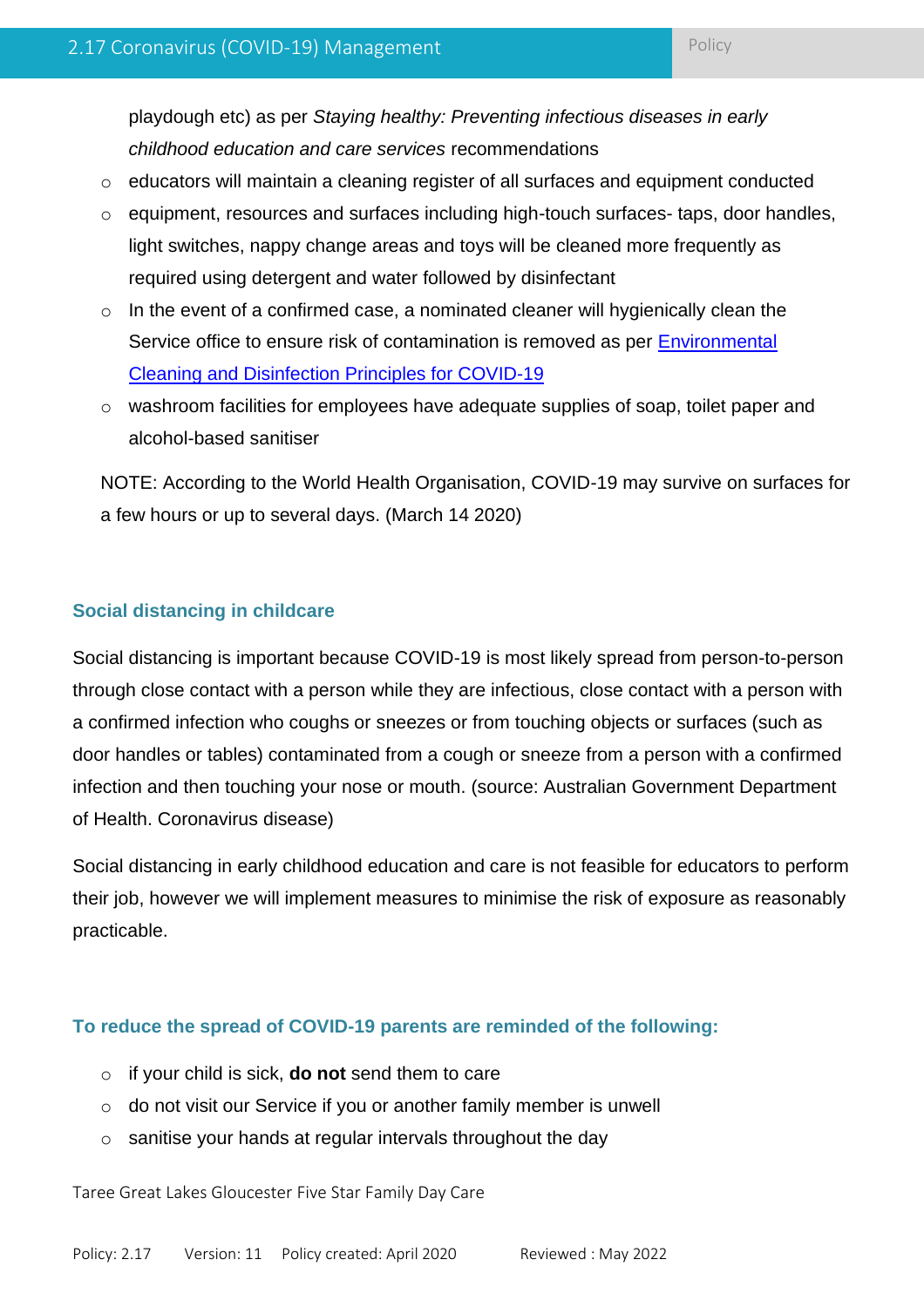playdough etc) as per *Staying healthy: Preventing infectious diseases in early childhood education and care services* recommendations

- educators will maintain a cleaning register of all surfaces and equipment conducted
- equipment, resources and surfaces including high-touch surfaces- taps, door handles, light switches, nappy change areas and toys will be cleaned more frequently as required using detergent and water followed by disinfectant
- In the event of a confirmed case, a nominated cleaner will hygienically clean the Service office to ensure risk of contamination is removed as per [Environmental Cleaning and Disinfection Principles for COVID-19]
- washroom facilities for employees have adequate supplies of soap, toilet paper and alcohol-based sanitiser

NOTE: According to the World Health Organisation, COVID-19 may survive on surfaces for a few hours or up to several days. (March 14 2020)

### Social distancing in childcare

Social distancing is important because COVID-19 is most likely spread from person-to-person through close contact with a person while they are infectious, close contact with a person with a confirmed infection who coughs or sneezes or from touching objects or surfaces (such as door handles or tables) contaminated from a cough or sneeze from a person with a confirmed infection and then touching your nose or mouth. (source: Australian Government Department of Health. Coronavirus disease)

Social distancing in early childhood education and care is not feasible for educators to perform their job, however we will implement measures to minimise the risk of exposure as reasonably practicable.

### To reduce the spread of COVID-19 parents are reminded of the following:

- if your child is sick, **do not** send them to care
- do not visit our Service if you or another family member is unwell
- sanitise your hands at regular intervals throughout the day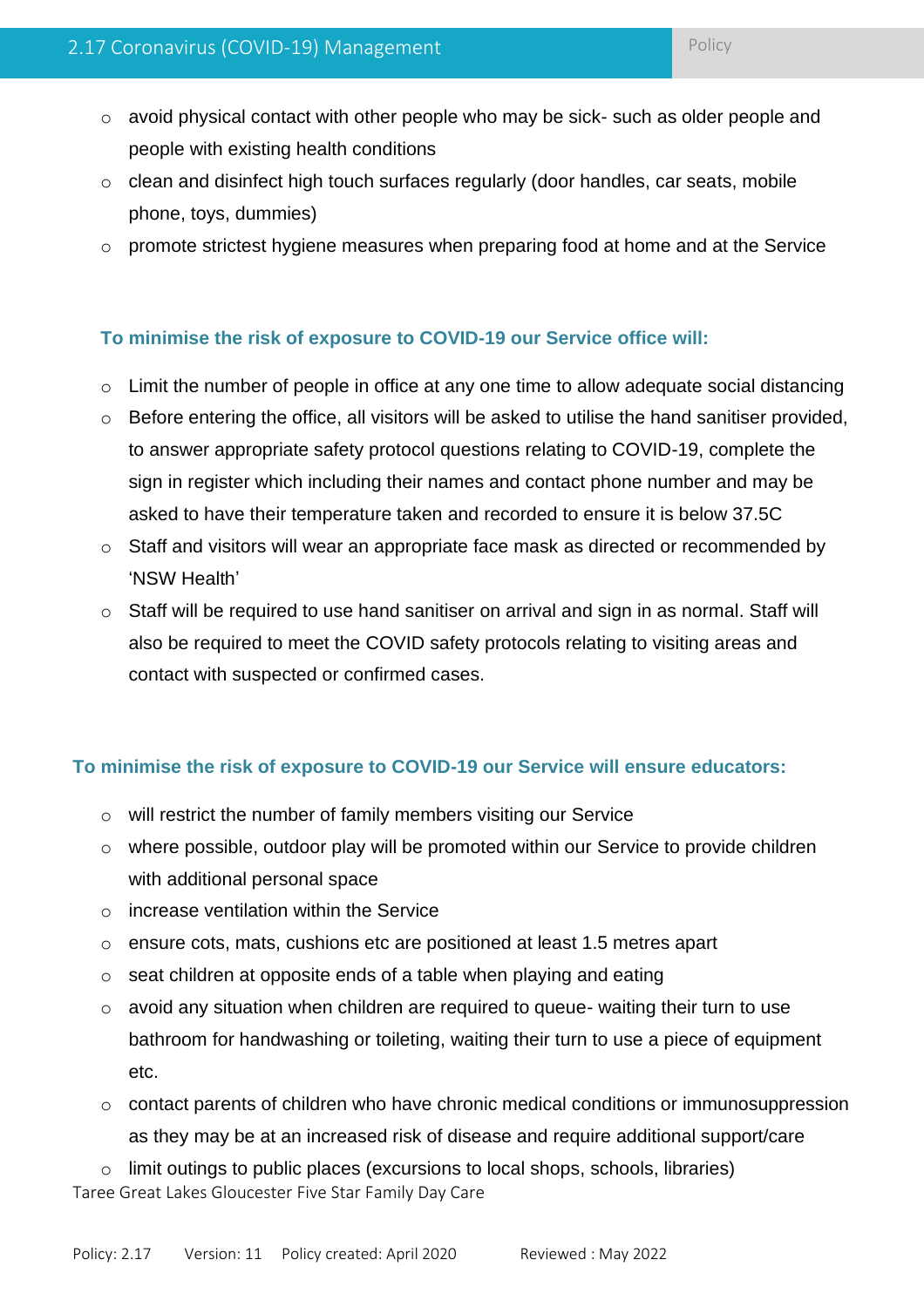- avoid physical contact with other people who may be sick- such as older people and people with existing health conditions
- clean and disinfect high touch surfaces regularly (door handles, car seats, mobile phone, toys, dummies)
- promote strictest hygiene measures when preparing food at home and at the Service

### To minimise the risk of exposure to COVID-19 our Service office will:

- Limit the number of people in office at any one time to allow adequate social distancing
- Before entering the office, all visitors will be asked to utilise the hand sanitiser provided, to answer appropriate safety protocol questions relating to COVID-19, complete the sign in register which including their names and contact phone number and may be asked to have their temperature taken and recorded to ensure it is below 37.5C
- Staff and visitors will wear an appropriate face mask as directed or recommended by 'NSW Health'
- Staff will be required to use hand sanitiser on arrival and sign in as normal. Staff will also be required to meet the COVID safety protocols relating to visiting areas and contact with suspected or confirmed cases.

### To minimise the risk of exposure to COVID-19 our Service will ensure educators:

- will restrict the number of family members visiting our Service
- where possible, outdoor play will be promoted within our Service to provide children with additional personal space
- increase ventilation within the Service
- ensure cots, mats, cushions etc are positioned at least 1.5 metres apart
- seat children at opposite ends of a table when playing and eating
- avoid any situation when children are required to queue- waiting their turn to use bathroom for handwashing or toileting, waiting their turn to use a piece of equipment etc.
- contact parents of children who have chronic medical conditions or immunosuppression as they may be at an increased risk of disease and require additional support/care
- limit outings to public places (excursions to local shops, schools, libraries)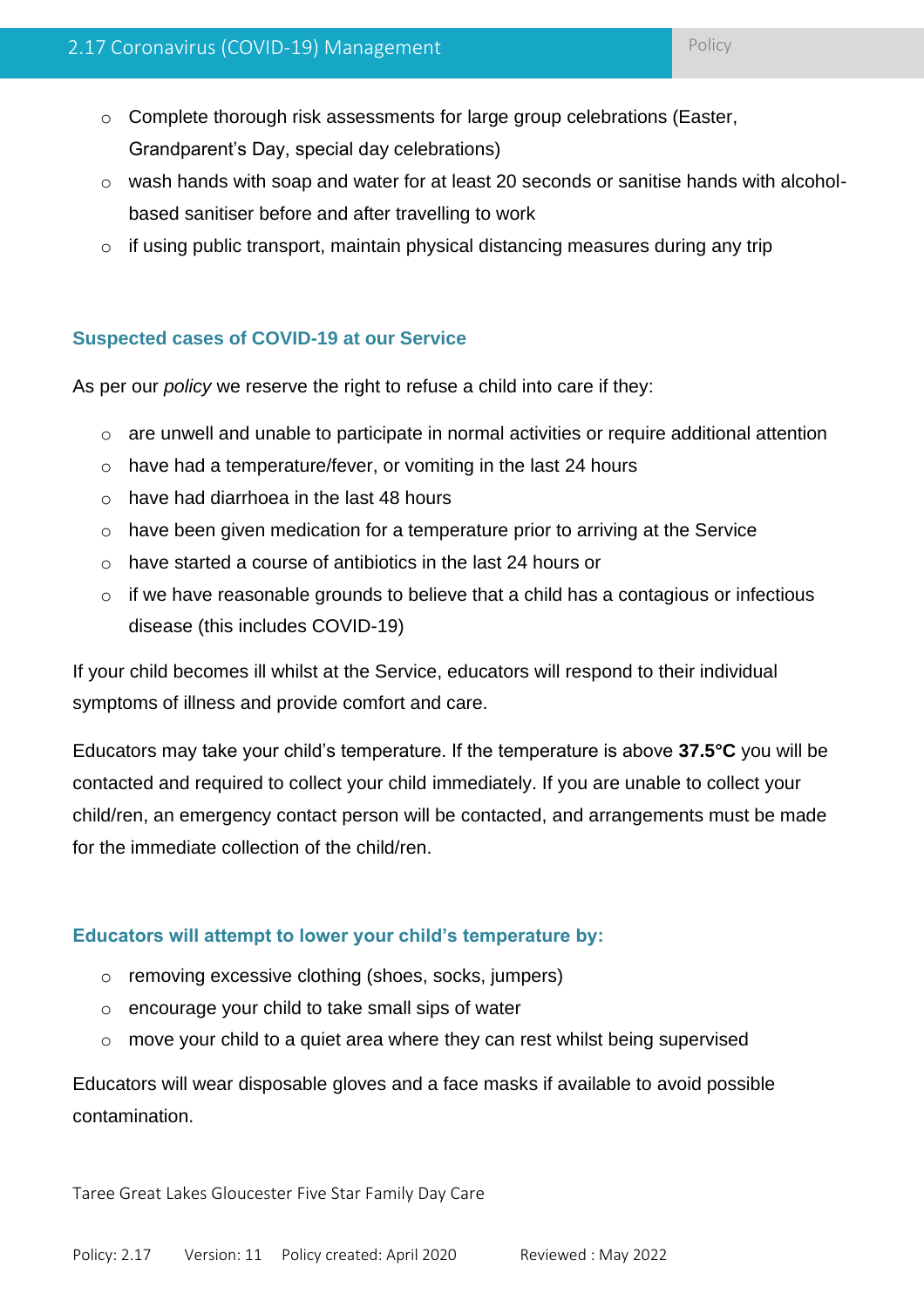- Complete thorough risk assessments for large group celebrations (Easter, Grandparent's Day, special day celebrations)
- wash hands with soap and water for at least 20 seconds or sanitise hands with alcohol-based sanitiser before and after travelling to work
- if using public transport, maintain physical distancing measures during any trip

### Suspected cases of COVID-19 at our Service

As per our *policy* we reserve the right to refuse a child into care if they:

- are unwell and unable to participate in normal activities or require additional attention
- have had a temperature/fever, or vomiting in the last 24 hours
- have had diarrhoea in the last 48 hours
- have been given medication for a temperature prior to arriving at the Service
- have started a course of antibiotics in the last 24 hours or
- if we have reasonable grounds to believe that a child has a contagious or infectious disease (this includes COVID-19)

If your child becomes ill whilst at the Service, educators will respond to their individual symptoms of illness and provide comfort and care.

Educators may take your child's temperature. If the temperature is above **37.5°C** you will be contacted and required to collect your child immediately. If you are unable to collect your child/ren, an emergency contact person will be contacted, and arrangements must be made for the immediate collection of the child/ren.

### Educators will attempt to lower your child's temperature by:

- removing excessive clothing (shoes, socks, jumpers)
- encourage your child to take small sips of water
- move your child to a quiet area where they can rest whilst being supervised

Educators will wear disposable gloves and a face masks if available to avoid possible contamination.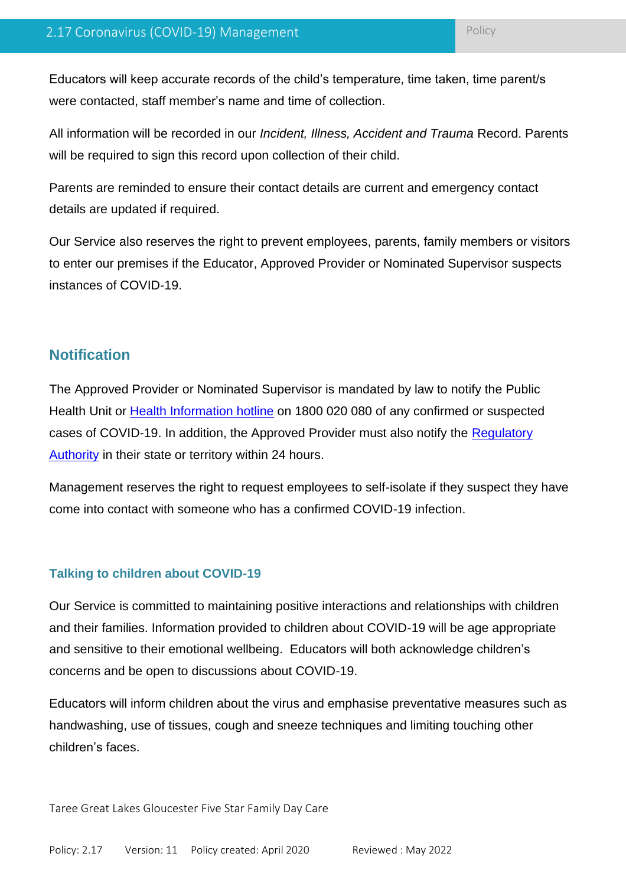Educators will keep accurate records of the child's temperature, time taken, time parent/s were contacted, staff member's name and time of collection.

All information will be recorded in our *Incident, Illness, Accident and Trauma* Record. Parents will be required to sign this record upon collection of their child.

Parents are reminded to ensure their contact details are current and emergency contact details are updated if required.

Our Service also reserves the right to prevent employees, parents, family members or visitors to enter our premises if the Educator, Approved Provider or Nominated Supervisor suspects instances of COVID-19.

## Notification

The Approved Provider or Nominated Supervisor is mandated by law to notify the Public Health Unit or [Health Information hotline]() on 1800 020 080 of any confirmed or suspected cases of COVID-19. In addition, the Approved Provider must also notify the [Regulatory Authority]() in their state or territory within 24 hours.

Management reserves the right to request employees to self-isolate if they suspect they have come into contact with someone who has a confirmed COVID-19 infection.

### Talking to children about COVID-19

Our Service is committed to maintaining positive interactions and relationships with children and their families. Information provided to children about COVID-19 will be age appropriate and sensitive to their emotional wellbeing. Educators will both acknowledge children's concerns and be open to discussions about COVID-19.

Educators will inform children about the virus and emphasise preventative measures such as handwashing, use of tissues, cough and sneeze techniques and limiting touching other children's faces.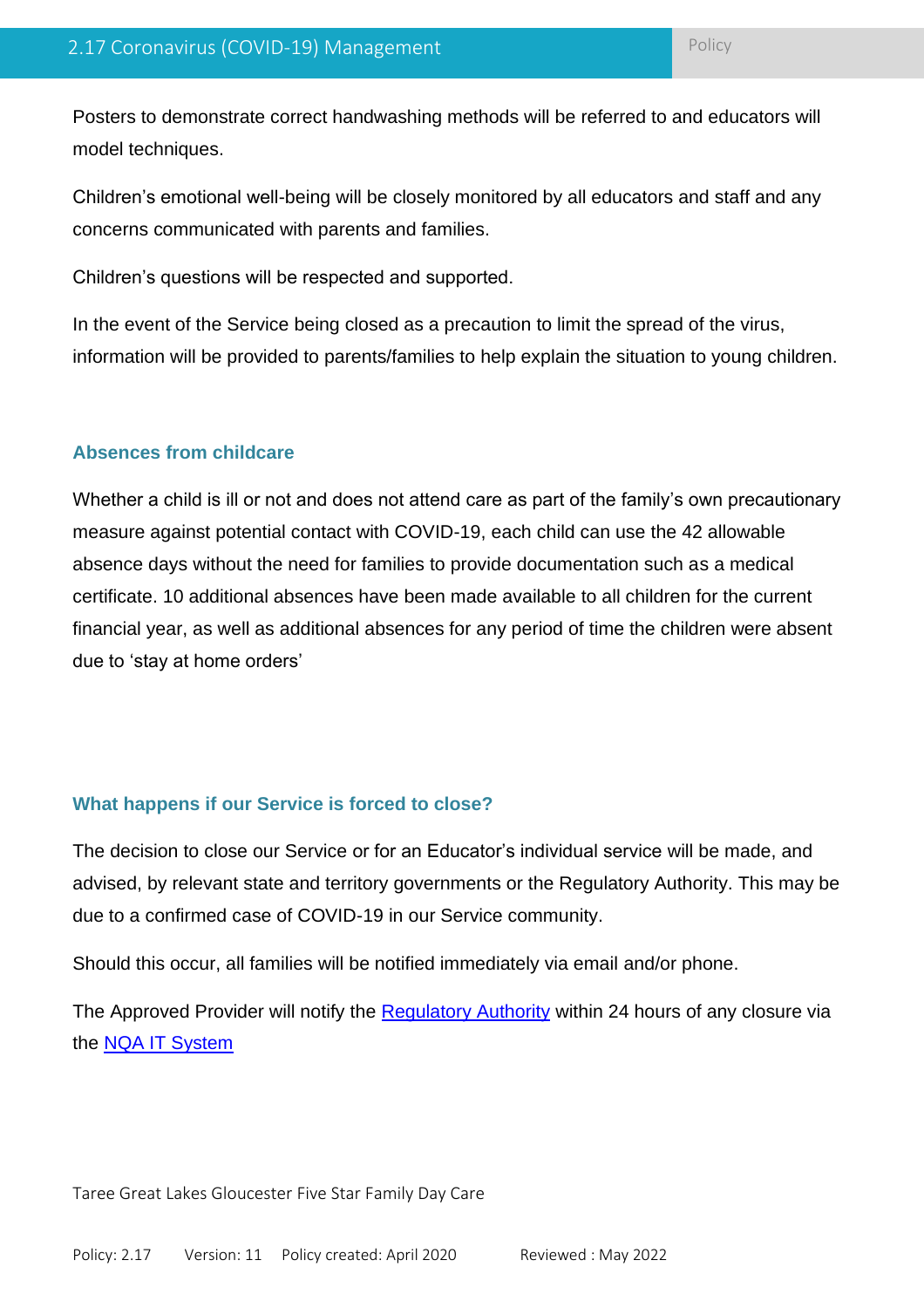Posters to demonstrate correct handwashing methods will be referred to and educators will model techniques.

Children's emotional well-being will be closely monitored by all educators and staff and any concerns communicated with parents and families.

Children's questions will be respected and supported.

In the event of the Service being closed as a precaution to limit the spread of the virus, information will be provided to parents/families to help explain the situation to young children.

### Absences from childcare

Whether a child is ill or not and does not attend care as part of the family's own precautionary measure against potential contact with COVID-19, each child can use the 42 allowable absence days without the need for families to provide documentation such as a medical certificate. 10 additional absences have been made available to all children for the current financial year, as well as additional absences for any period of time the children were absent due to 'stay at home orders'

### What happens if our Service is forced to close?

The decision to close our Service or for an Educator's individual service will be made, and advised, by relevant state and territory governments or the Regulatory Authority. This may be due to a confirmed case of COVID-19 in our Service community.

Should this occur, all families will be notified immediately via email and/or phone.

The Approved Provider will notify the Regulatory Authority within 24 hours of any closure via the NQA IT System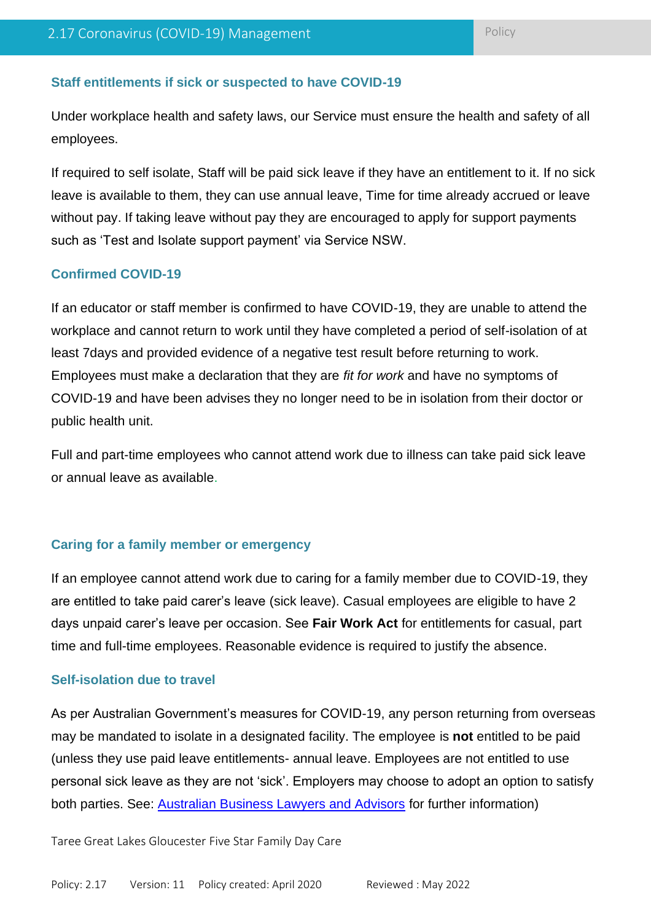### Staff entitlements if sick or suspected to have COVID-19

Under workplace health and safety laws, our Service must ensure the health and safety of all employees.

If required to self isolate, Staff will be paid sick leave if they have an entitlement to it. If no sick leave is available to them, they can use annual leave, Time for time already accrued or leave without pay. If taking leave without pay they are encouraged to apply for support payments such as 'Test and Isolate support payment' via Service NSW.

### Confirmed COVID-19

If an educator or staff member is confirmed to have COVID-19, they are unable to attend the workplace and cannot return to work until they have completed a period of self-isolation of at least 7days and provided evidence of a negative test result before returning to work. Employees must make a declaration that they are *fit for work* and have no symptoms of COVID-19 and have been advises they no longer need to be in isolation from their doctor or public health unit.

Full and part-time employees who cannot attend work due to illness can take paid sick leave or annual leave as available.

### Caring for a family member or emergency

If an employee cannot attend work due to caring for a family member due to COVID-19, they are entitled to take paid carer's leave (sick leave). Casual employees are eligible to have 2 days unpaid carer's leave per occasion. See **Fair Work Act** for entitlements for casual, part time and full-time employees. Reasonable evidence is required to justify the absence.

### Self-isolation due to travel

As per Australian Government's measures for COVID-19, any person returning from overseas may be mandated to isolate in a designated facility. The employee is **not** entitled to be paid (unless they use paid leave entitlements- annual leave. Employees are not entitled to use personal sick leave as they are not 'sick'. Employers may choose to adopt an option to satisfy both parties. See: Australian Business Lawyers and Advisors for further information)

Taree Great Lakes Gloucester Five Star Family Day Care

Policy: 2.17 Version: 11 Policy created: April 2020 Reviewed : May 2022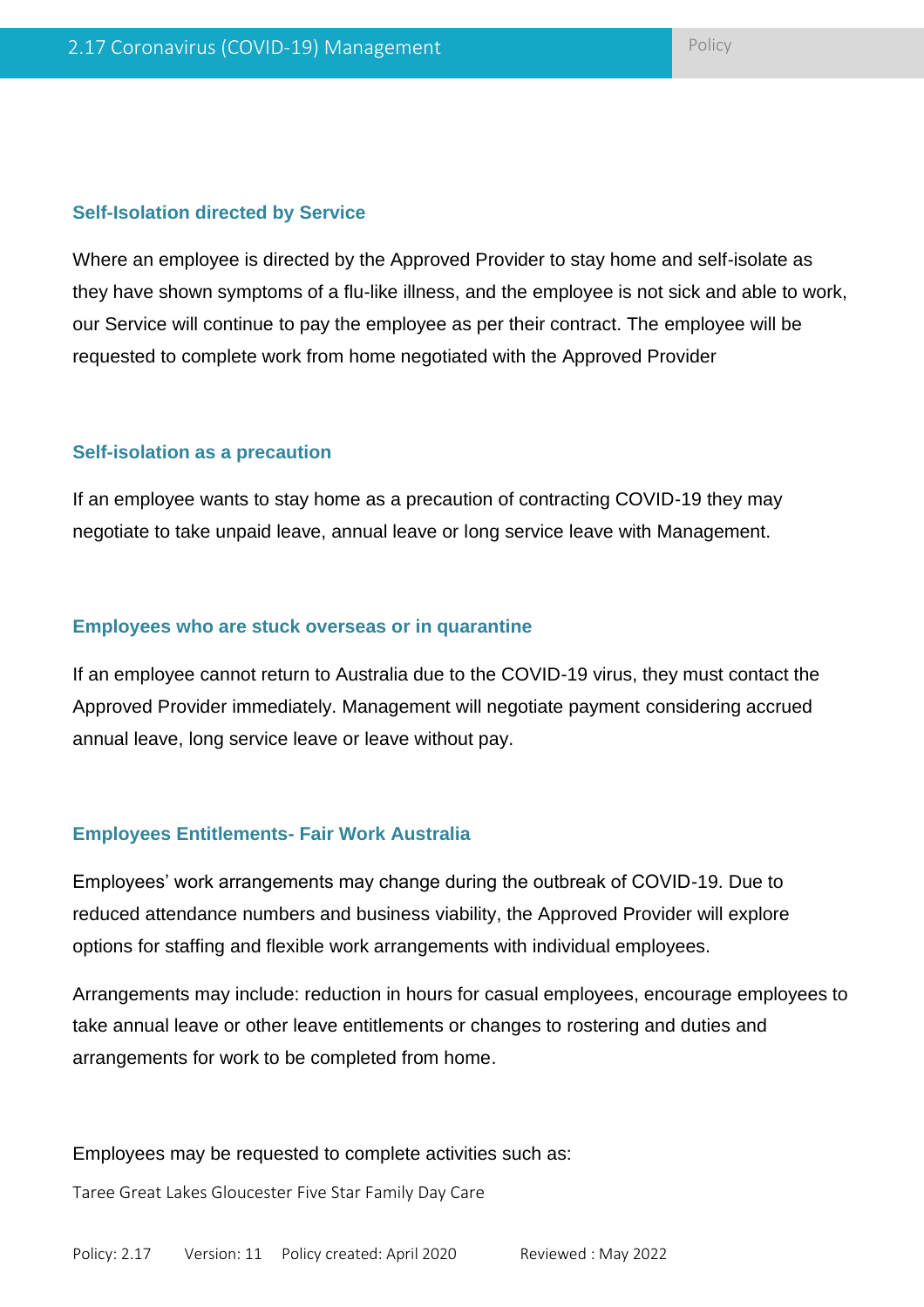### Self-Isolation directed by Service

Where an employee is directed by the Approved Provider to stay home and self-isolate as they have shown symptoms of a flu-like illness, and the employee is not sick and able to work, our Service will continue to pay the employee as per their contract. The employee will be requested to complete work from home negotiated with the Approved Provider

### Self-isolation as a precaution

If an employee wants to stay home as a precaution of contracting COVID-19 they may negotiate to take unpaid leave, annual leave or long service leave with Management.

### Employees who are stuck overseas or in quarantine

If an employee cannot return to Australia due to the COVID-19 virus, they must contact the Approved Provider immediately. Management will negotiate payment considering accrued annual leave, long service leave or leave without pay.

### Employees Entitlements- Fair Work Australia

Employees' work arrangements may change during the outbreak of COVID-19. Due to reduced attendance numbers and business viability, the Approved Provider will explore options for staffing and flexible work arrangements with individual employees.

Arrangements may include: reduction in hours for casual employees, encourage employees to take annual leave or other leave entitlements or changes to rostering and duties and arrangements for work to be completed from home.

Employees may be requested to complete activities such as: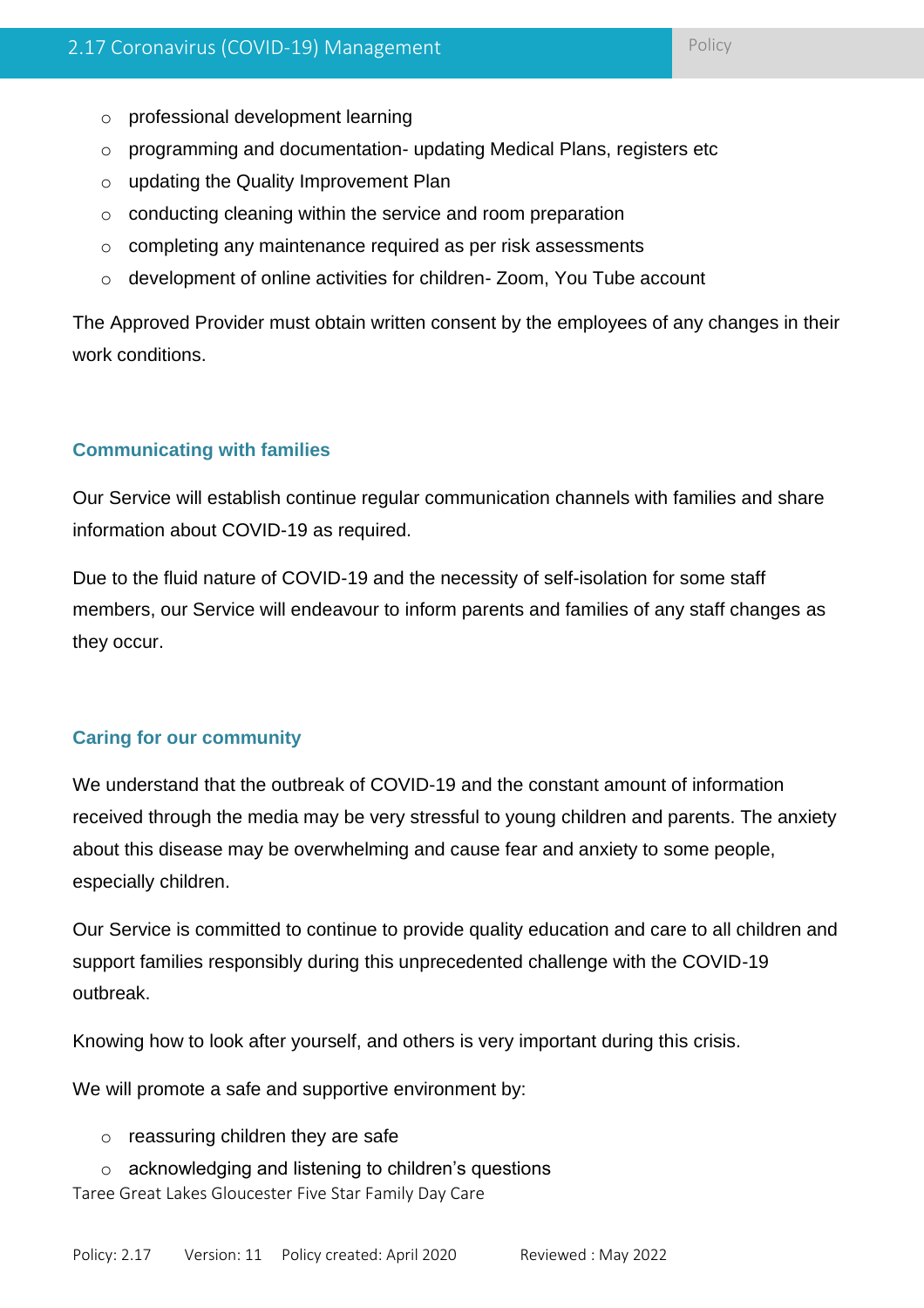- professional development learning
- programming and documentation- updating Medical Plans, registers etc
- updating the Quality Improvement Plan
- conducting cleaning within the service and room preparation
- completing any maintenance required as per risk assessments
- development of online activities for children- Zoom, You Tube account

The Approved Provider must obtain written consent by the employees of any changes in their work conditions.

### Communicating with families

Our Service will establish continue regular communication channels with families and share information about COVID-19 as required.

Due to the fluid nature of COVID-19 and the necessity of self-isolation for some staff members, our Service will endeavour to inform parents and families of any staff changes as they occur.

### Caring for our community

We understand that the outbreak of COVID-19 and the constant amount of information received through the media may be very stressful to young children and parents. The anxiety about this disease may be overwhelming and cause fear and anxiety to some people, especially children.

Our Service is committed to continue to provide quality education and care to all children and support families responsibly during this unprecedented challenge with the COVID-19 outbreak.

Knowing how to look after yourself, and others is very important during this crisis.

We will promote a safe and supportive environment by:

- reassuring children they are safe
- acknowledging and listening to children's questions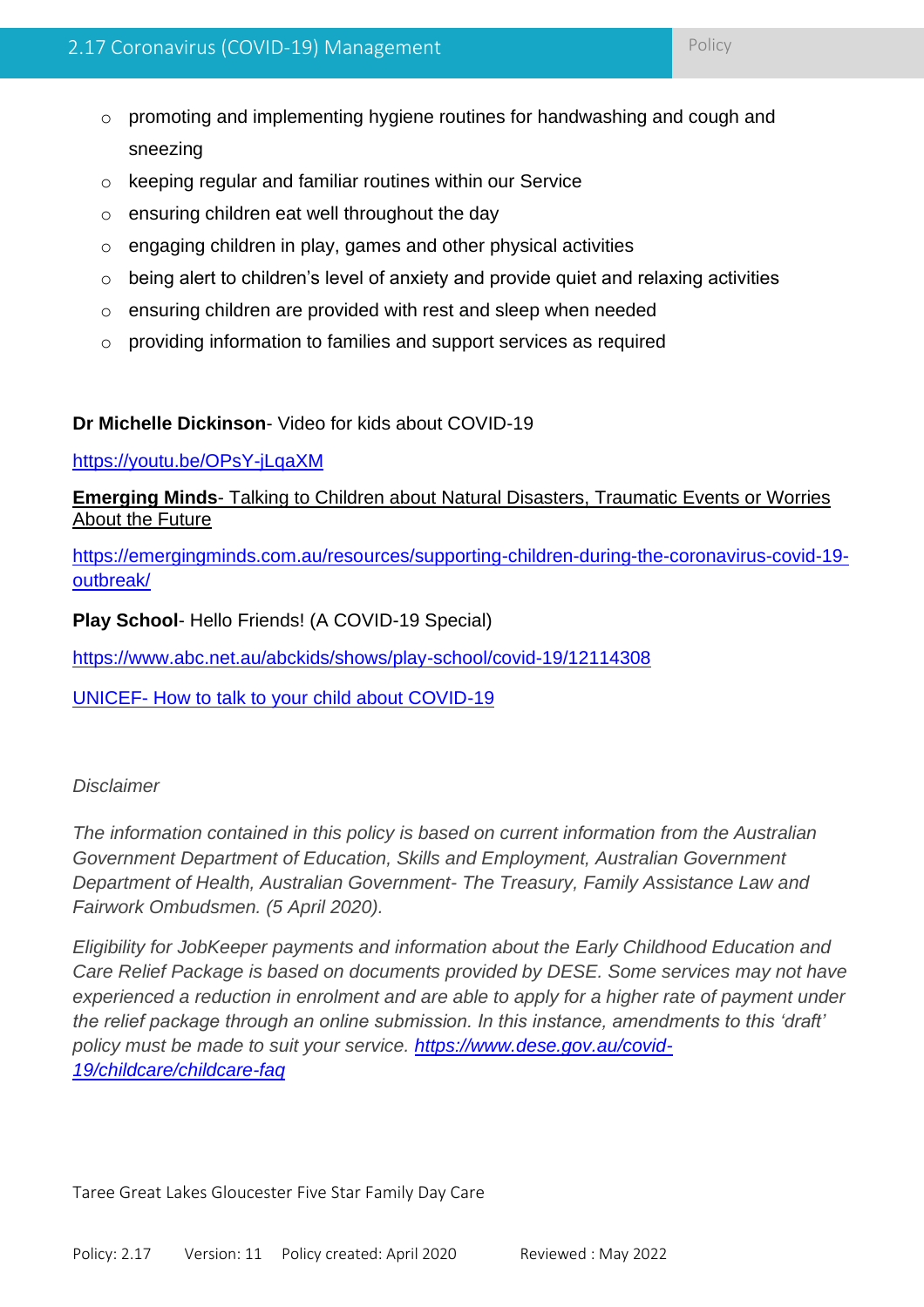- promoting and implementing hygiene routines for handwashing and cough and sneezing
- keeping regular and familiar routines within our Service
- ensuring children eat well throughout the day
- engaging children in play, games and other physical activities
- being alert to children's level of anxiety and provide quiet and relaxing activities
- ensuring children are provided with rest and sleep when needed
- providing information to families and support services as required

**Dr Michelle Dickinson**- Video for kids about COVID-19

https://youtu.be/OPsY-jLqaXM

**Emerging Minds**- Talking to Children about Natural Disasters, Traumatic Events or Worries About the Future

https://emergingminds.com.au/resources/supporting-children-during-the-coronavirus-covid-19-outbreak/

**Play School**- Hello Friends! (A COVID-19 Special)

https://www.abc.net.au/abckids/shows/play-school/covid-19/12114308

UNICEF- How to talk to your child about COVID-19

*Disclaimer*

*The information contained in this policy is based on current information from the Australian Government Department of Education, Skills and Employment, Australian Government Department of Health, Australian Government- The Treasury, Family Assistance Law and Fairwork Ombudsmen. (5 April 2020).*

*Eligibility for JobKeeper payments and information about the Early Childhood Education and Care Relief Package is based on documents provided by DESE. Some services may not have experienced a reduction in enrolment and are able to apply for a higher rate of payment under the relief package through an online submission. In this instance, amendments to this 'draft' policy must be made to suit your service. https://www.dese.gov.au/covid-19/childcare/childcare-faq*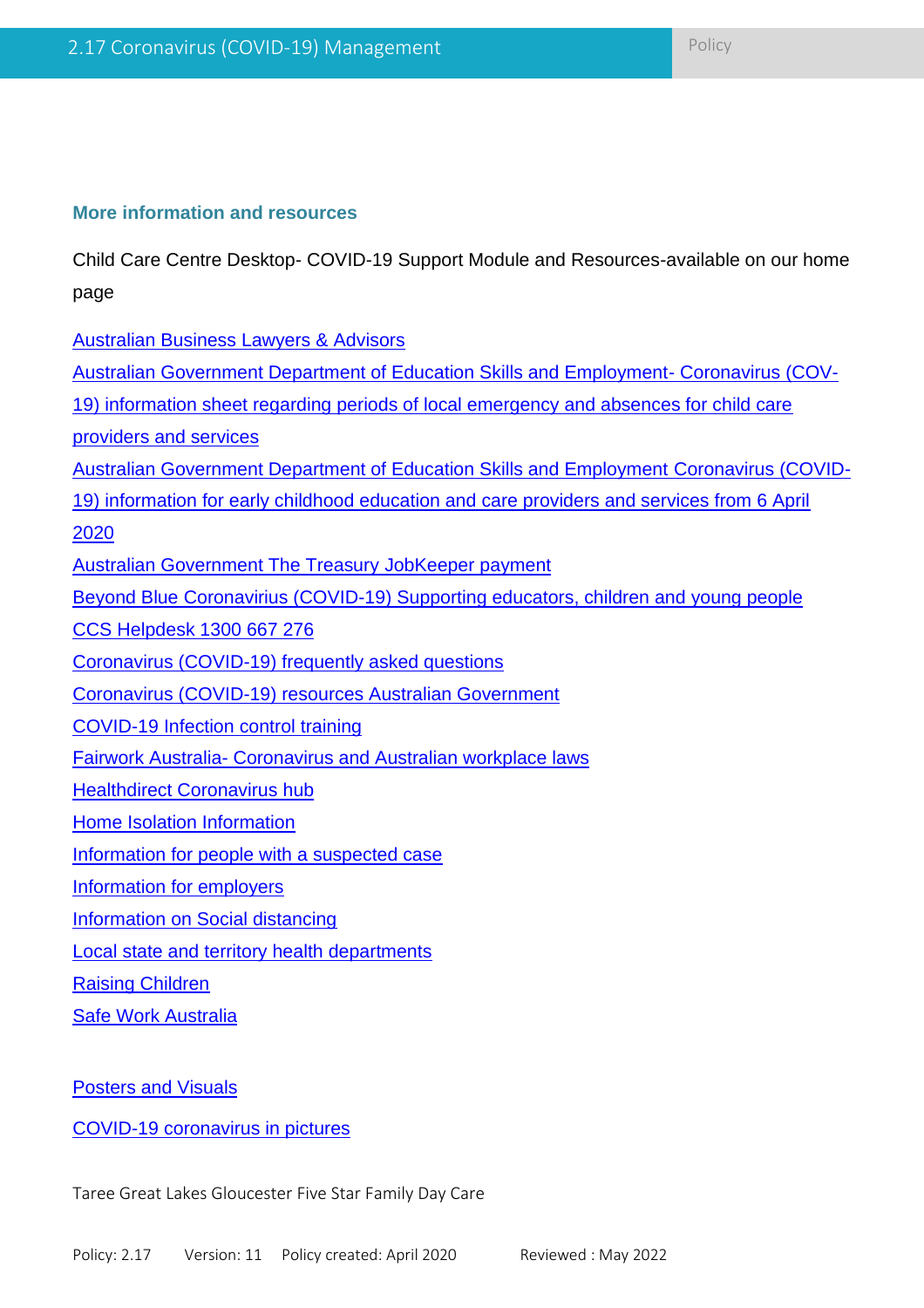## More information and resources

Child Care Centre Desktop- COVID-19 Support Module and Resources-available on our home page

Australian Business Lawyers & Advisors

Australian Government Department of Education Skills and Employment- Coronavirus (COV-19) information sheet regarding periods of local emergency and absences for child care providers and services

Australian Government Department of Education Skills and Employment Coronavirus (COVID-19) information for early childhood education and care providers and services from 6 April 2020

Australian Government The Treasury JobKeeper payment

Beyond Blue Coronavirus (COVID-19) Supporting educators, children and young people

CCS Helpdesk 1300 667 276

Coronavirus (COVID-19) frequently asked questions

Coronavirus (COVID-19) resources Australian Government

COVID-19 Infection control training

Fairwork Australia- Coronavirus and Australian workplace laws

Healthdirect Coronavirus hub

Home Isolation Information

Information for people with a suspected case

Information for employers

Information on Social distancing

Local state and territory health departments

Raising Children

Safe Work Australia

Posters and Visuals

COVID-19 coronavirus in pictures

Taree Great Lakes Gloucester Five Star Family Day Care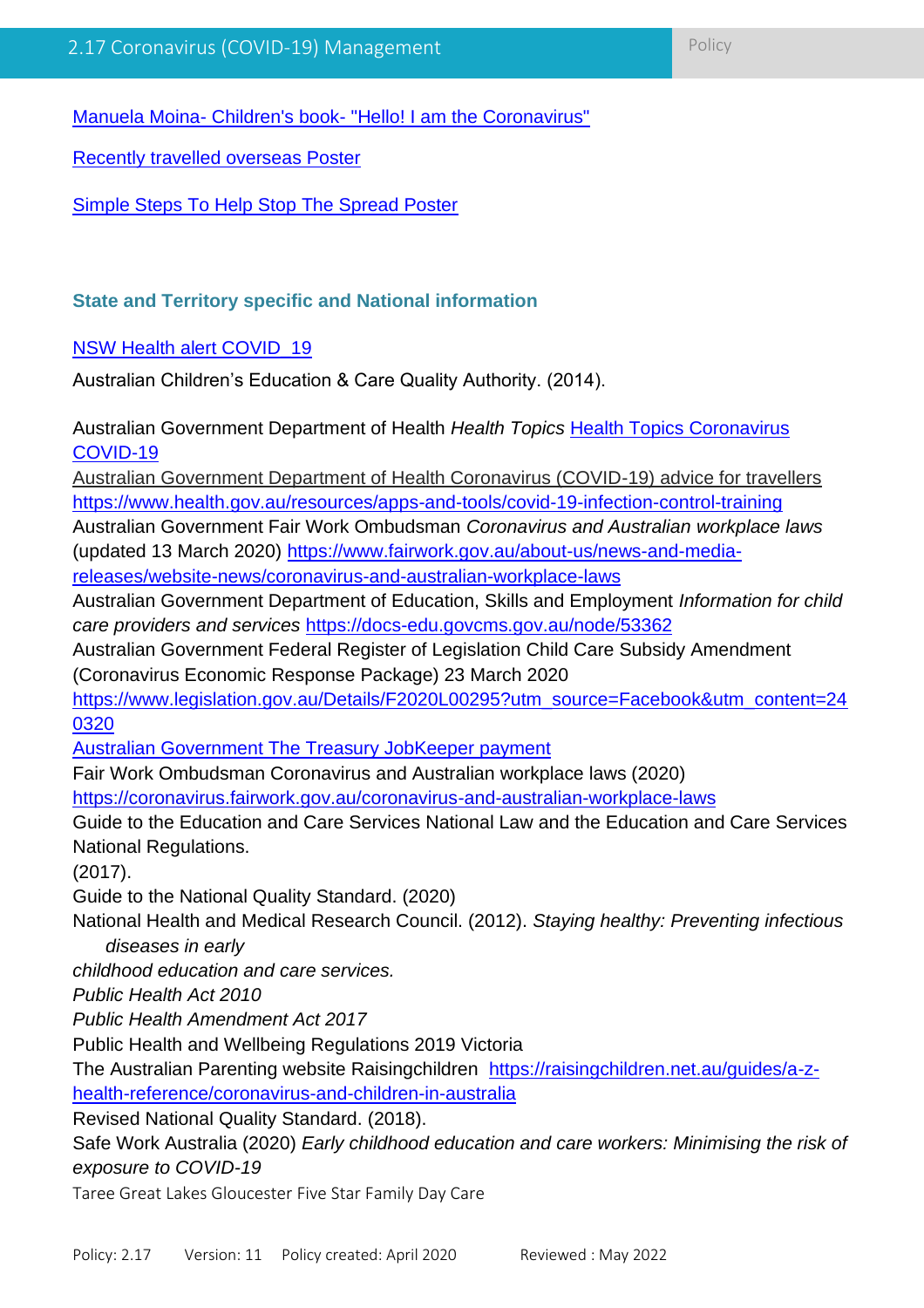Manuela Moina- Children's book- "Hello! I am the Coronavirus"

Recently travelled overseas Poster

Simple Steps To Help Stop The Spread Poster

### State and Territory specific and National information

NSW Health alert COVID_19

Australian Children's Education & Care Quality Authority. (2014).

Australian Government Department of Health *Health Topics* Health Topics Coronavirus COVID-19

Australian Government Department of Health Coronavirus (COVID-19) advice for travellers https://www.health.gov.au/resources/apps-and-tools/covid-19-infection-control-training

Australian Government Fair Work Ombudsman *Coronavirus and Australian workplace laws* (updated 13 March 2020) https://www.fairwork.gov.au/about-us/news-and-media-releases/website-news/coronavirus-and-australian-workplace-laws

Australian Government Department of Education, Skills and Employment *Information for child care providers and services* https://docs-edu.govcms.gov.au/node/53362

Australian Government Federal Register of Legislation Child Care Subsidy Amendment (Coronavirus Economic Response Package) 23 March 2020 https://www.legislation.gov.au/Details/F2020L00295?utm_source=Facebook&utm_content=240320

Australian Government The Treasury JobKeeper payment

Fair Work Ombudsman Coronavirus and Australian workplace laws (2020) https://coronavirus.fairwork.gov.au/coronavirus-and-australian-workplace-laws

Guide to the Education and Care Services National Law and the Education and Care Services National Regulations. (2017).

Guide to the National Quality Standard. (2020)

National Health and Medical Research Council. (2012). *Staying healthy: Preventing infectious diseases in early childhood education and care services.*

*Public Health Act 2010*

*Public Health Amendment Act 2017*

Public Health and Wellbeing Regulations 2019 Victoria

The Australian Parenting website Raisingchildren https://raisingchildren.net.au/guides/a-z-health-reference/coronavirus-and-children-in-australia

Revised National Quality Standard. (2018).

Safe Work Australia (2020) *Early childhood education and care workers: Minimising the risk of exposure to COVID-19*

Taree Great Lakes Gloucester Five Star Family Day Care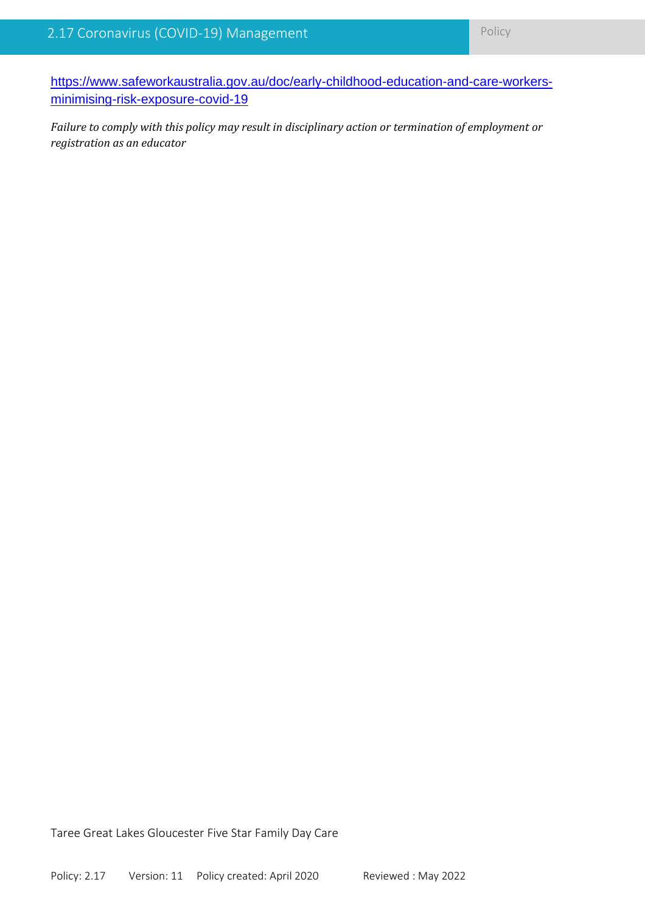https://www.safeworkaustralia.gov.au/doc/early-childhood-education-and-care-workers-minimising-risk-exposure-covid-19

*Failure to comply with this policy may result in disciplinary action or termination of employment or registration as an educator*